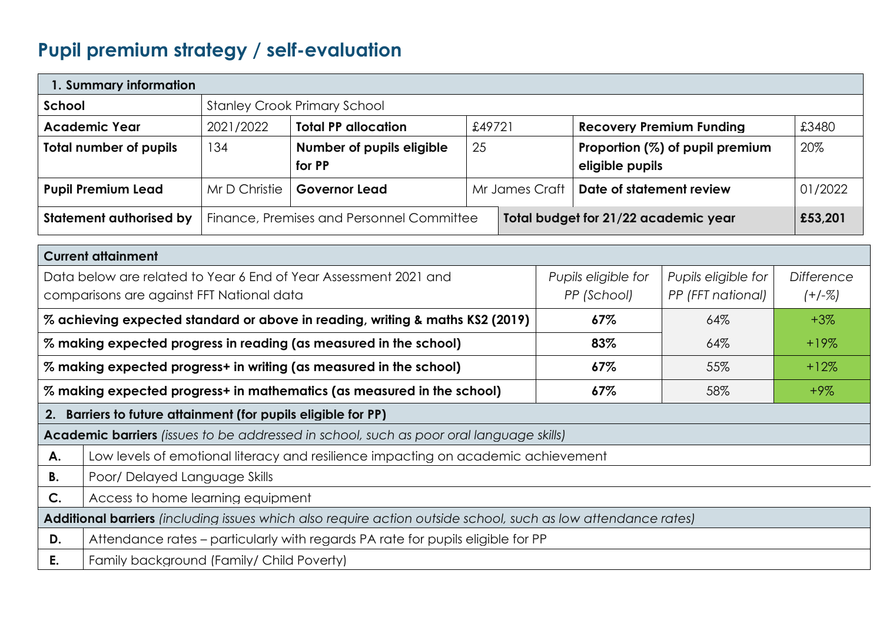# Pupil premium strategy / self-evaluation

| 1. Summary information | | | | | |
|---|---|---|---|---|---|
| **School** | Stanley Crook Primary School | | | | |
| **Academic Year** | 2021/2022 | **Total PP allocation** | £49721 | **Recovery Premium Funding** | £3480 |
| **Total number of pupils** | 134 | **Number of pupils eligible for PP** | 25 | **Proportion (%) of pupil premium eligible pupils** | 20% |
| **Pupil Premium Lead** | Mr D Christie | **Governor Lead** | Mr James Craft | **Date of statement review** | 01/2022 |
| **Statement authorised by** | Finance, Premises and Personnel Committee | | **Total budget for 21/22 academic year** | | **£53,201** |

| Current attainment | | | |
|---|---|---|---|
| Data below are related to Year 6 End of Year Assessment 2021 and comparisons are against FFT National data | *Pupils eligible for PP (School)* | *Pupils eligible for PP (FFT national)* | *Difference (+/-%)* |
| **% achieving expected standard or above in reading, writing & maths KS2 (2019)** | **67%** | 64% | +3% |
| **% making expected progress in reading (as measured in the school)** | **83%** | 64% | +19% |
| **% making expected progress+ in writing (as measured in the school)** | **67%** | 55% | +12% |
| **% making expected progress+ in mathematics (as measured in the school)** | **67%** | 58% | +9% |

| 2. Barriers to future attainment (for pupils eligible for PP) | |
|---|---|
| **Academic barriers** *(issues to be addressed in school, such as poor oral language skills)* | |
| **A.** | Low levels of emotional literacy and resilience impacting on academic achievement |
| **B.** | Poor/ Delayed Language Skills |
| **C.** | Access to home learning equipment |
| **Additional barriers** *(including issues which also require action outside school, such as low attendance rates)* | |
| **D.** | Attendance rates – particularly with regards PA rate for pupils eligible for PP |
| **E.** | Family background (Family/ Child Poverty) |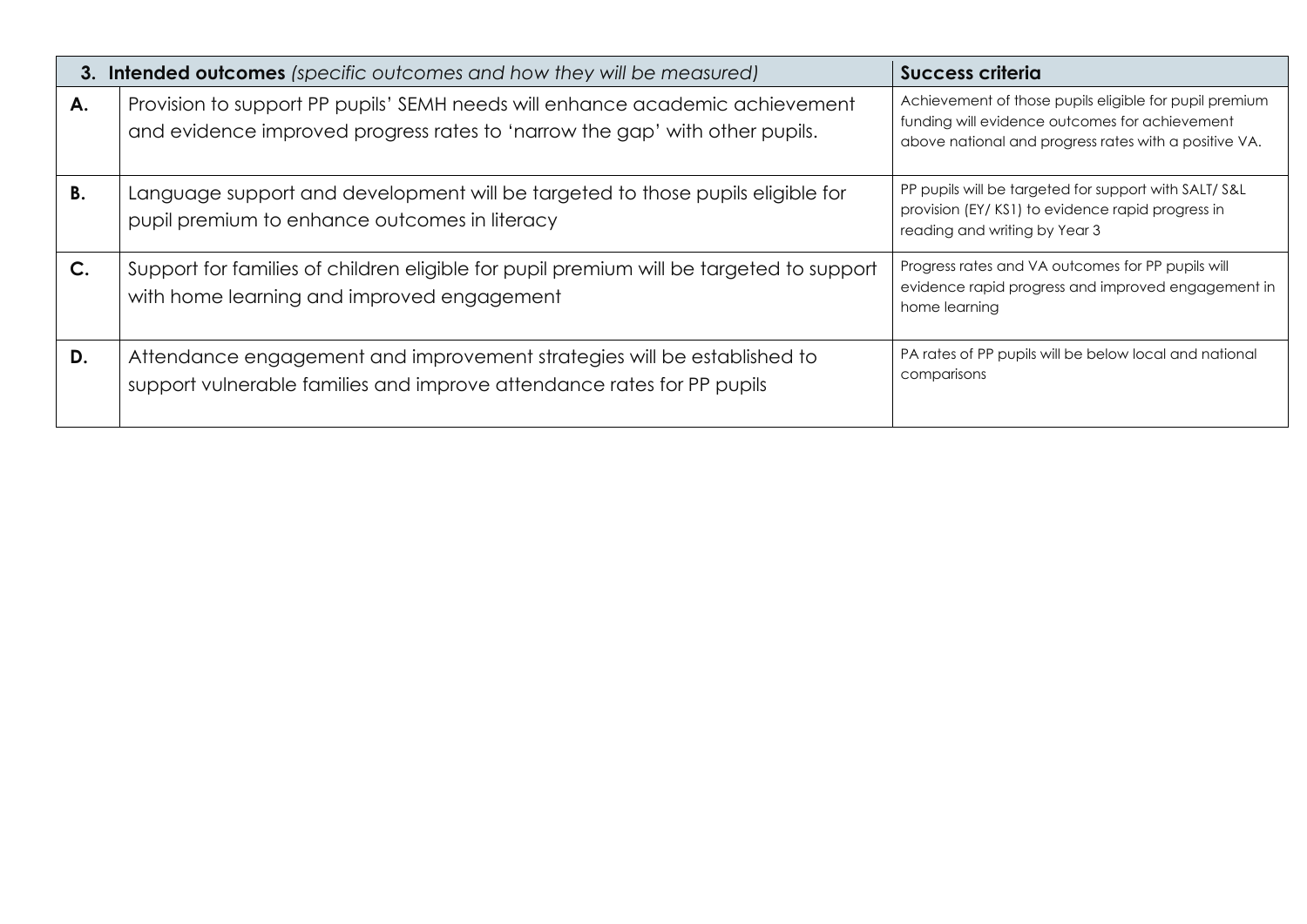| | 3. **Intended outcomes** *(specific outcomes and how they will be measured)* | **Success criteria** |
|---|---|---|
| **A.** | Provision to support PP pupils' SEMH needs will enhance academic achievement and evidence improved progress rates to 'narrow the gap' with other pupils. | Achievement of those pupils eligible for pupil premium funding will evidence outcomes for achievement above national and progress rates with a positive VA. |
| **B.** | Language support and development will be targeted to those pupils eligible for pupil premium to enhance outcomes in literacy | PP pupils will be targeted for support with SALT/ S&L provision (EY/ KS1) to evidence rapid progress in reading and writing by Year 3 |
| **C.** | Support for families of children eligible for pupil premium will be targeted to support with home learning and improved engagement | Progress rates and VA outcomes for PP pupils will evidence rapid progress and improved engagement in home learning |
| **D.** | Attendance engagement and improvement strategies will be established to support vulnerable families and improve attendance rates for PP pupils | PA rates of PP pupils will be below local and national comparisons |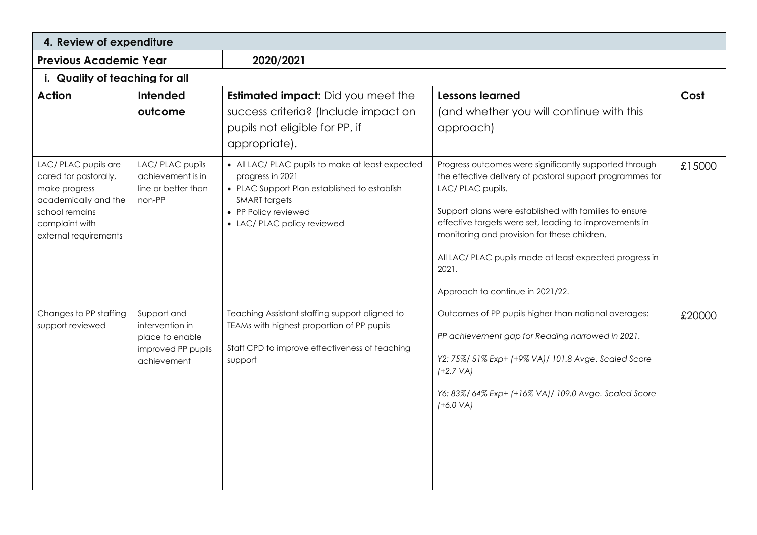## 4. Review of expenditure

**Previous Academic Year** — **2020/2021**

### i. Quality of teaching for all

| **Action** | **Intended outcome** | **Estimated impact:** Did you meet the success criteria? (Include impact on pupils not eligible for PP, if appropriate). | **Lessons learned** (and whether you will continue with this approach) | **Cost** |
|---|---|---|---|---|
| LAC/ PLAC pupils are cared for pastorally, make progress academically and the school remains complaint with external requirements | LAC/ PLAC pupils achievement is in line or better than non-PP | • All LAC/ PLAC pupils to make at least expected progress in 2021<br>• PLAC Support Plan established to establish SMART targets<br>• PP Policy reviewed<br>• LAC/ PLAC policy reviewed | Progress outcomes were significantly supported through the effective delivery of pastoral support programmes for LAC/ PLAC pupils.<br><br>Support plans were established with families to ensure effective targets were set, leading to improvements in monitoring and provision for these children.<br><br>All LAC/ PLAC pupils made at least expected progress in 2021.<br><br>Approach to continue in 2021/22. | £15000 |
| Changes to PP staffing support reviewed | Support and intervention in place to enable improved PP pupils achievement | Teaching Assistant staffing support aligned to TEAMs with highest proportion of PP pupils<br><br>Staff CPD to improve effectiveness of teaching support | Outcomes of PP pupils higher than national averages:<br><br>*PP achievement gap for Reading narrowed in 2021.*<br><br>*Y2: 75%/ 51% Exp+ (+9% VA)/ 101.8 Avge. Scaled Score (+2.7 VA)*<br><br>*Y6: 83%/ 64% Exp+ (+16% VA)/ 109.0 Avge. Scaled Score (+6.0 VA)* | £20000 |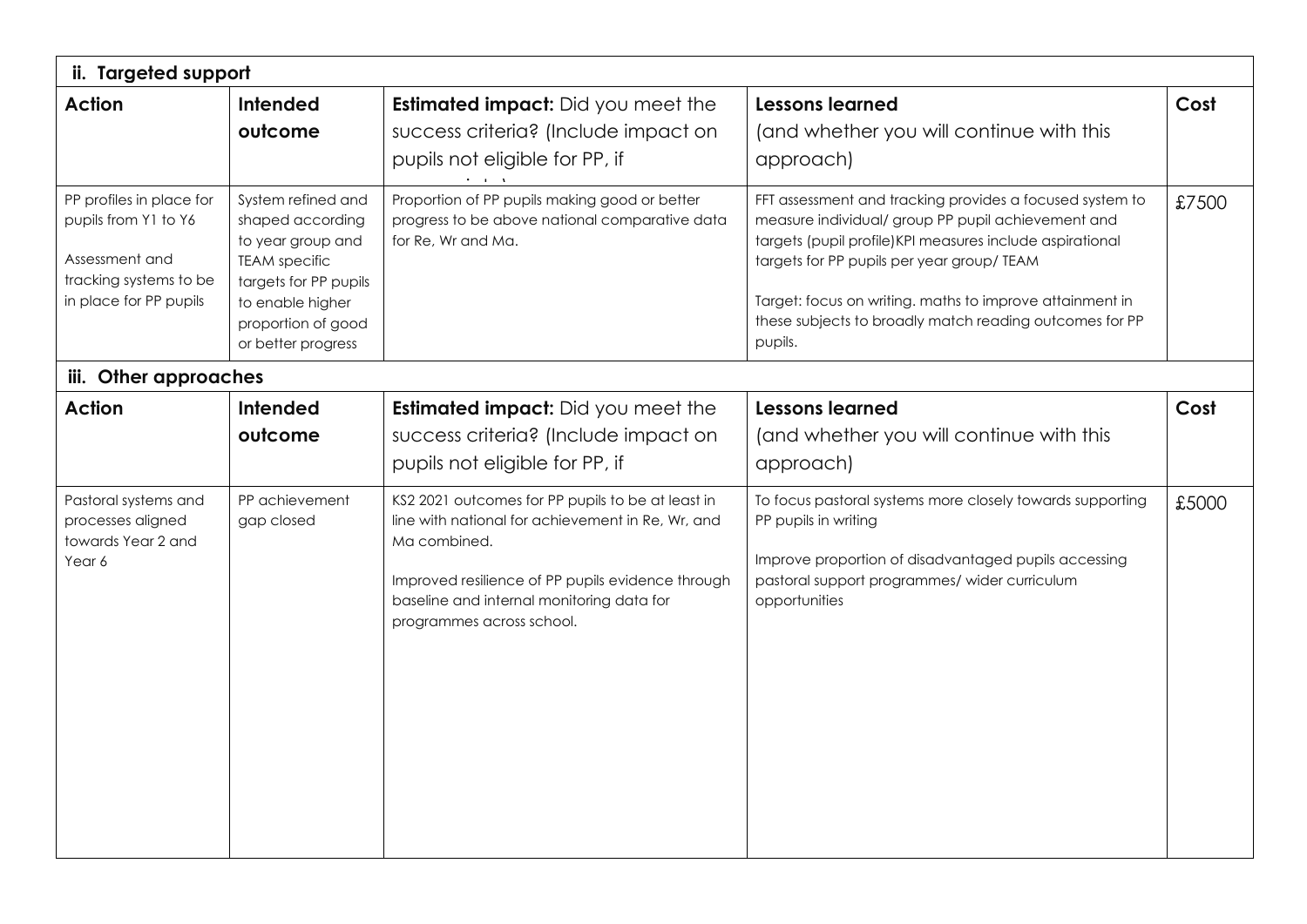### ii. Targeted support

| Action | Intended outcome | Estimated impact: Did you meet the success criteria? (Include impact on pupils not eligible for PP, if | Lessons learned (and whether you will continue with this approach) | Cost |
|---|---|---|---|---|
| PP profiles in place for pupils from Y1 to Y6<br><br>Assessment and tracking systems to be in place for PP pupils | System refined and shaped according to year group and TEAM specific targets for PP pupils to enable higher proportion of good or better progress | Proportion of PP pupils making good or better progress to be above national comparative data for Re, Wr and Ma. | FFT assessment and tracking provides a focused system to measure individual/ group PP pupil achievement and targets (pupil profile)KPI measures include aspirational targets for PP pupils per year group/ TEAM<br><br>Target: focus on writing. maths to improve attainment in these subjects to broadly match reading outcomes for PP pupils. | £7500 |

### iii. Other approaches

| Action | Intended outcome | Estimated impact: Did you meet the success criteria? (Include impact on pupils not eligible for PP, if | Lessons learned (and whether you will continue with this approach) | Cost |
|---|---|---|---|---|
| Pastoral systems and processes aligned towards Year 2 and Year 6 | PP achievement gap closed | KS2 2021 outcomes for PP pupils to be at least in line with national for achievement in Re, Wr, and Ma combined.<br><br>Improved resilience of PP pupils evidence through baseline and internal monitoring data for programmes across school. | To focus pastoral systems more closely towards supporting PP pupils in writing<br><br>Improve proportion of disadvantaged pupils accessing pastoral support programmes/ wider curriculum opportunities | £5000 |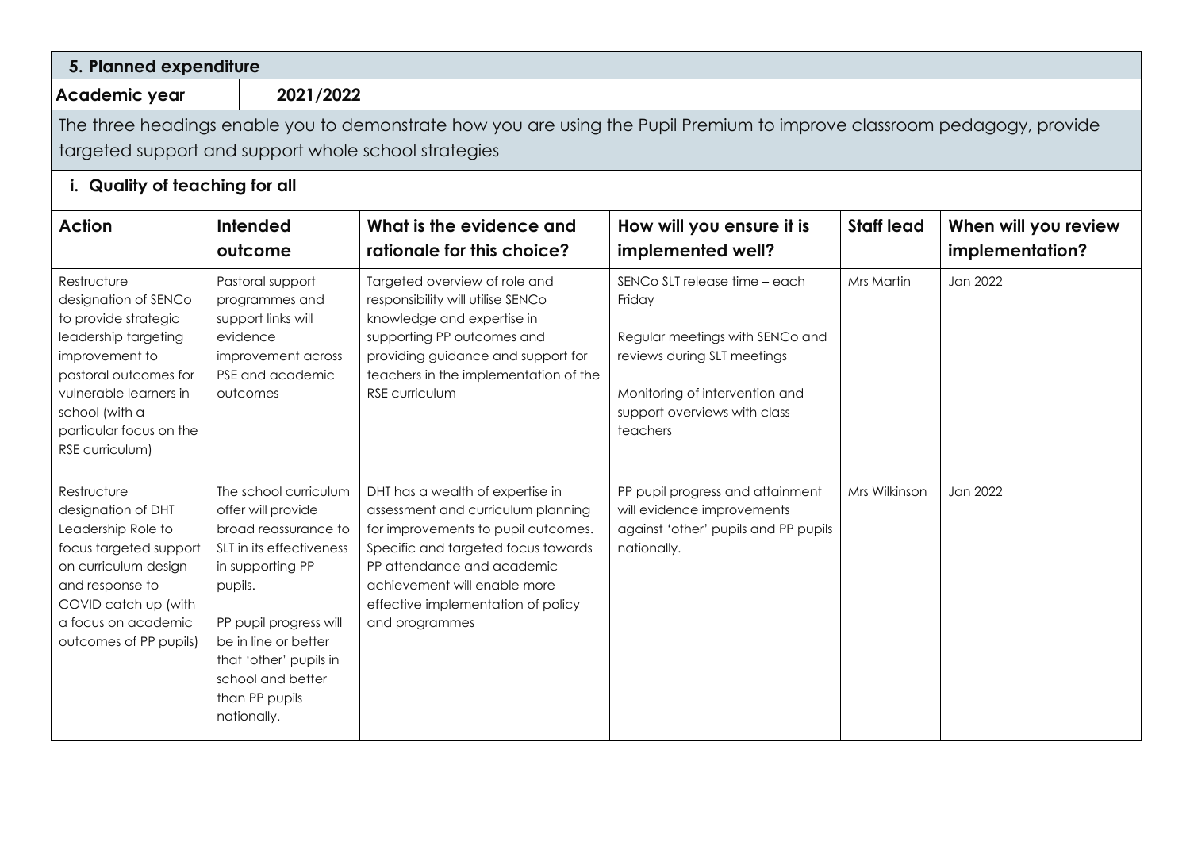## 5. Planned expenditure

**Academic year** | **2021/2022**

The three headings enable you to demonstrate how you are using the Pupil Premium to improve classroom pedagogy, provide targeted support and support whole school strategies

### i. Quality of teaching for all

| Action | Intended outcome | What is the evidence and rationale for this choice? | How will you ensure it is implemented well? | Staff lead | When will you review implementation? |
|---|---|---|---|---|---|
| Restructure designation of SENCo to provide strategic leadership targeting improvement to pastoral outcomes for vulnerable learners in school (with a particular focus on the RSE curriculum) | Pastoral support programmes and support links will evidence improvement across PSE and academic outcomes | Targeted overview of role and responsibility will utilise SENCo knowledge and expertise in supporting PP outcomes and providing guidance and support for teachers in the implementation of the RSE curriculum | SENCo SLT release time – each Friday<br><br>Regular meetings with SENCo and reviews during SLT meetings<br><br>Monitoring of intervention and support overviews with class teachers | Mrs Martin | Jan 2022 |
| Restructure designation of DHT Leadership Role to focus targeted support on curriculum design and response to COVID catch up (with a focus on academic outcomes of PP pupils) | The school curriculum offer will provide broad reassurance to SLT in its effectiveness in supporting PP pupils.<br><br>PP pupil progress will be in line or better that 'other' pupils in school and better than PP pupils nationally. | DHT has a wealth of expertise in assessment and curriculum planning for improvements to pupil outcomes. Specific and targeted focus towards PP attendance and academic achievement will enable more effective implementation of policy and programmes | PP pupil progress and attainment will evidence improvements against 'other' pupils and PP pupils nationally. | Mrs Wilkinson | Jan 2022 |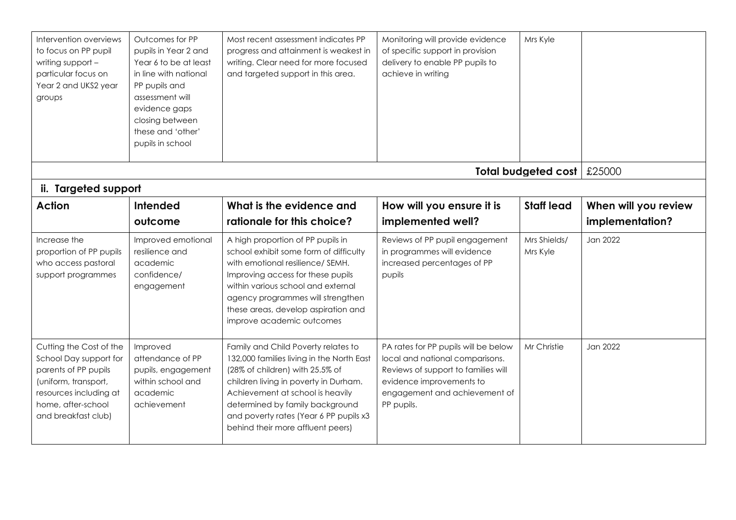| Intervention overviews to focus on PP pupil writing support – particular focus on Year 2 and UKS2 year groups | Outcomes for PP pupils in Year 2 and Year 6 to be at least in line with national PP pupils and assessment will evidence gaps closing between these and 'other' pupils in school | Most recent assessment indicates PP progress and attainment is weakest in writing. Clear need for more focused and targeted support in this area. | Monitoring will provide evidence of specific support in provision delivery to enable PP pupils to achieve in writing | Mrs Kyle | |
|---|---|---|---|---|---|
| | | | | **Total budgeted cost** | £25000 |

**ii. Targeted support**

| Action | Intended outcome | What is the evidence and rationale for this choice? | How will you ensure it is implemented well? | Staff lead | When will you review implementation? |
|---|---|---|---|---|---|
| Increase the proportion of PP pupils who access pastoral support programmes | Improved emotional resilience and academic confidence/ engagement | A high proportion of PP pupils in school exhibit some form of difficulty with emotional resilience/ SEMH. Improving access for these pupils within various school and external agency programmes will strengthen these areas, develop aspiration and improve academic outcomes | Reviews of PP pupil engagement in programmes will evidence increased percentages of PP pupils | Mrs Shields/ Mrs Kyle | Jan 2022 |
| Cutting the Cost of the School Day support for parents of PP pupils (uniform, transport, resources including at home, after-school and breakfast club) | Improved attendance of PP pupils, engagement within school and academic achievement | Family and Child Poverty relates to 132,000 families living in the North East (28% of children) with 25.5% of children living in poverty in Durham. Achievement at school is heavily determined by family background and poverty rates (Year 6 PP pupils x3 behind their more affluent peers) | PA rates for PP pupils will be below local and national comparisons. Reviews of support to families will evidence improvements to engagement and achievement of PP pupils. | Mr Christie | Jan 2022 |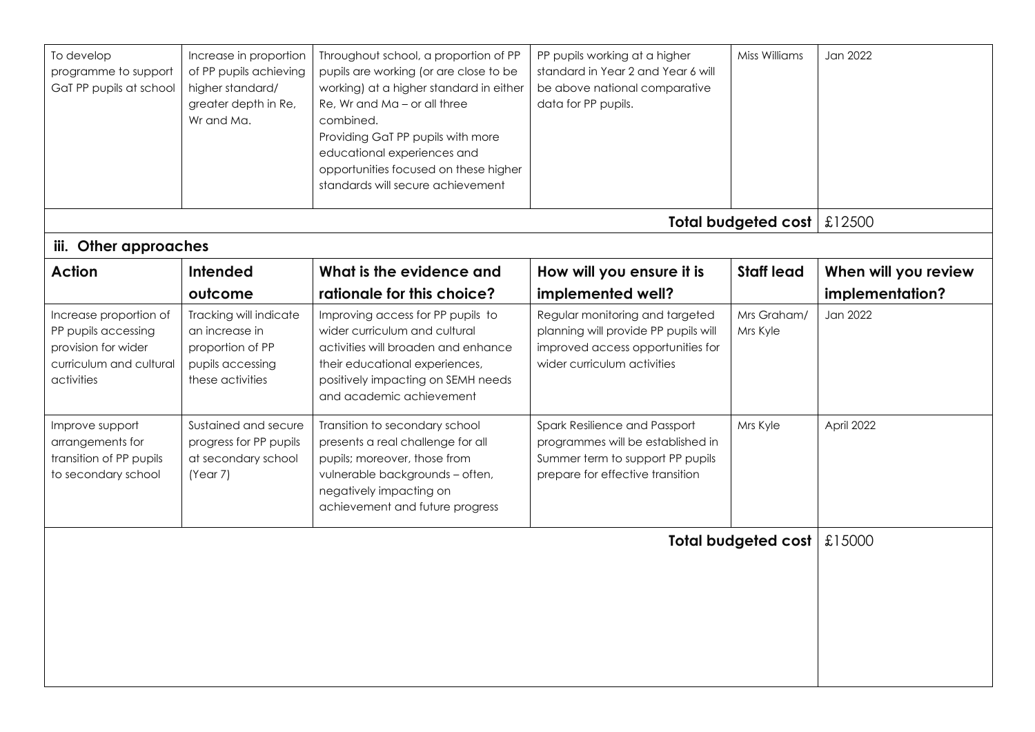| To develop programme to support GaT PP pupils at school | Increase in proportion of PP pupils achieving higher standard/ greater depth in Re, Wr and Ma. | Throughout school, a proportion of PP pupils are working (or are close to be working) at a higher standard in either Re, Wr and Ma – or all three combined. Providing GaT PP pupils with more educational experiences and opportunities focused on these higher standards will secure achievement | PP pupils working at a higher standard in Year 2 and Year 6 will be above national comparative data for PP pupils. | Miss Williams | Jan 2022 |
|---|---|---|---|---|---|
| | | | | **Total budgeted cost** | £12500 |

### iii. Other approaches

| Action | Intended outcome | What is the evidence and rationale for this choice? | How will you ensure it is implemented well? | Staff lead | When will you review implementation? |
|---|---|---|---|---|---|
| Increase proportion of PP pupils accessing provision for wider curriculum and cultural activities | Tracking will indicate an increase in proportion of PP pupils accessing these activities | Improving access for PP pupils to wider curriculum and cultural activities will broaden and enhance their educational experiences, positively impacting on SEMH needs and academic achievement | Regular monitoring and targeted planning will provide PP pupils will improved access opportunities for wider curriculum activities | Mrs Graham/ Mrs Kyle | Jan 2022 |
| Improve support arrangements for transition of PP pupils to secondary school | Sustained and secure progress for PP pupils at secondary school (Year 7) | Transition to secondary school presents a real challenge for all pupils; moreover, those from vulnerable backgrounds – often, negatively impacting on achievement and future progress | Spark Resilience and Passport programmes will be established in Summer term to support PP pupils prepare for effective transition | Mrs Kyle | April 2022 |
| | | | | **Total budgeted cost** | £15000 |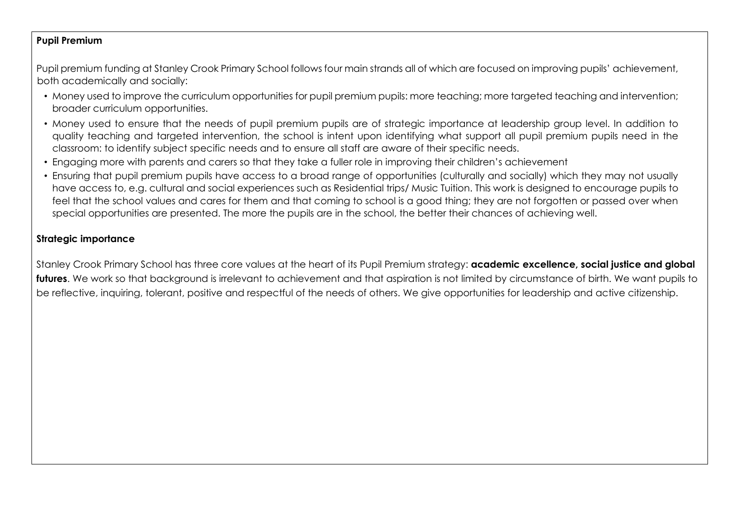**Pupil Premium**

Pupil premium funding at Stanley Crook Primary School follows four main strands all of which are focused on improving pupils' achievement, both academically and socially:

- Money used to improve the curriculum opportunities for pupil premium pupils: more teaching; more targeted teaching and intervention; broader curriculum opportunities.
- Money used to ensure that the needs of pupil premium pupils are of strategic importance at leadership group level. In addition to quality teaching and targeted intervention, the school is intent upon identifying what support all pupil premium pupils need in the classroom: to identify subject specific needs and to ensure all staff are aware of their specific needs.
- Engaging more with parents and carers so that they take a fuller role in improving their children's achievement
- Ensuring that pupil premium pupils have access to a broad range of opportunities (culturally and socially) which they may not usually have access to, e.g. cultural and social experiences such as Residential trips/ Music Tuition. This work is designed to encourage pupils to feel that the school values and cares for them and that coming to school is a good thing; they are not forgotten or passed over when special opportunities are presented. The more the pupils are in the school, the better their chances of achieving well.

**Strategic importance**

Stanley Crook Primary School has three core values at the heart of its Pupil Premium strategy: **academic excellence, social justice and global futures**. We work so that background is irrelevant to achievement and that aspiration is not limited by circumstance of birth. We want pupils to be reflective, inquiring, tolerant, positive and respectful of the needs of others. We give opportunities for leadership and active citizenship.